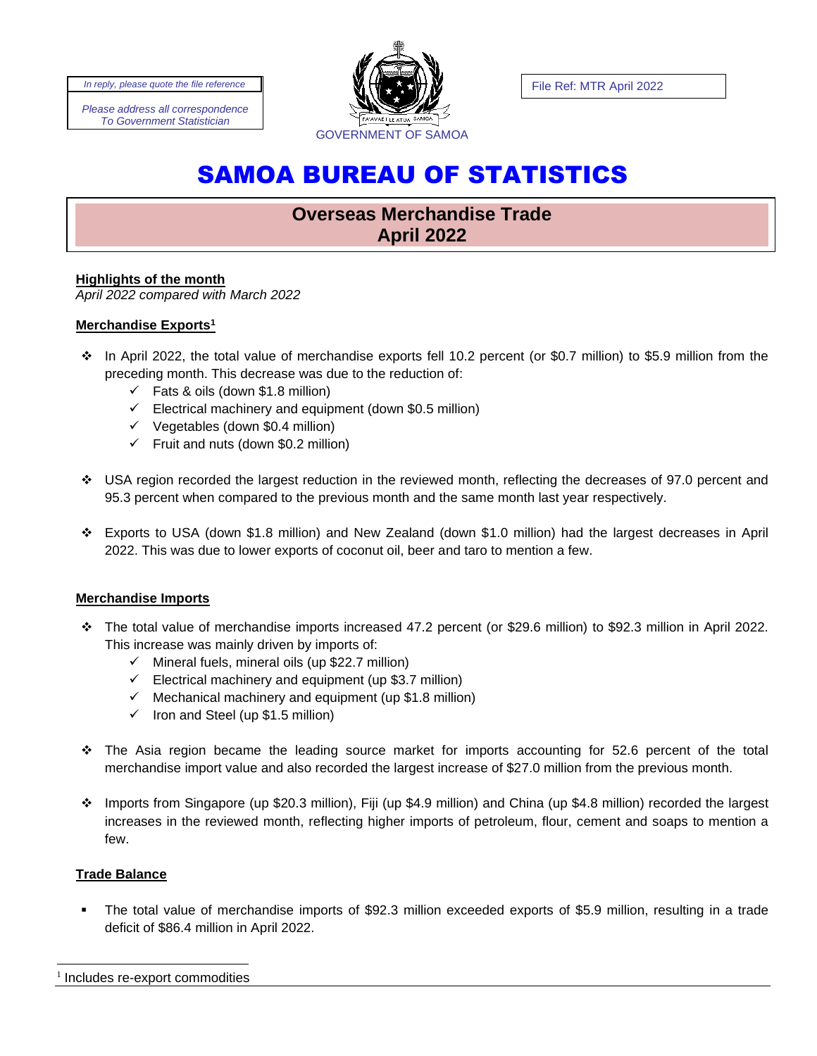In reply, please quote the file reference

Please address all correspondence To Government Statistician

GOVERNMENT OF SAMOA

File Ref: MTR April 2022

# SAMOA BUREAU OF STATISTICS

## Overseas Merchandise Trade April 2022

**Highlights of the month**

*April 2022 compared with March 2022*

### Merchandise Exports[1]

- In April 2022, the total value of merchandise exports fell 10.2 percent (or $0.7 million) to $5.9 million from the preceding month. This decrease was due to the reduction of:
  - ✓ Fats & oils (down $1.8 million)
  - ✓ Electrical machinery and equipment (down $0.5 million)
  - ✓ Vegetables (down $0.4 million)
  - ✓ Fruit and nuts (down $0.2 million)

- USA region recorded the largest reduction in the reviewed month, reflecting the decreases of 97.0 percent and 95.3 percent when compared to the previous month and the same month last year respectively.

- Exports to USA (down $1.8 million) and New Zealand (down $1.0 million) had the largest decreases in April 2022. This was due to lower exports of coconut oil, beer and taro to mention a few.

### Merchandise Imports

- The total value of merchandise imports increased 47.2 percent (or $29.6 million) to $92.3 million in April 2022. This increase was mainly driven by imports of:
  - ✓ Mineral fuels, mineral oils (up $22.7 million)
  - ✓ Electrical machinery and equipment (up $3.7 million)
  - ✓ Mechanical machinery and equipment (up $1.8 million)
  - ✓ Iron and Steel (up $1.5 million)

- The Asia region became the leading source market for imports accounting for 52.6 percent of the total merchandise import value and also recorded the largest increase of $27.0 million from the previous month.

- Imports from Singapore (up $20.3 million), Fiji (up $4.9 million) and China (up $4.8 million) recorded the largest increases in the reviewed month, reflecting higher imports of petroleum, flour, cement and soaps to mention a few.

### Trade Balance

- The total value of merchandise imports of $92.3 million exceeded exports of $5.9 million, resulting in a trade deficit of $86.4 million in April 2022.

[1] Includes re-export commodities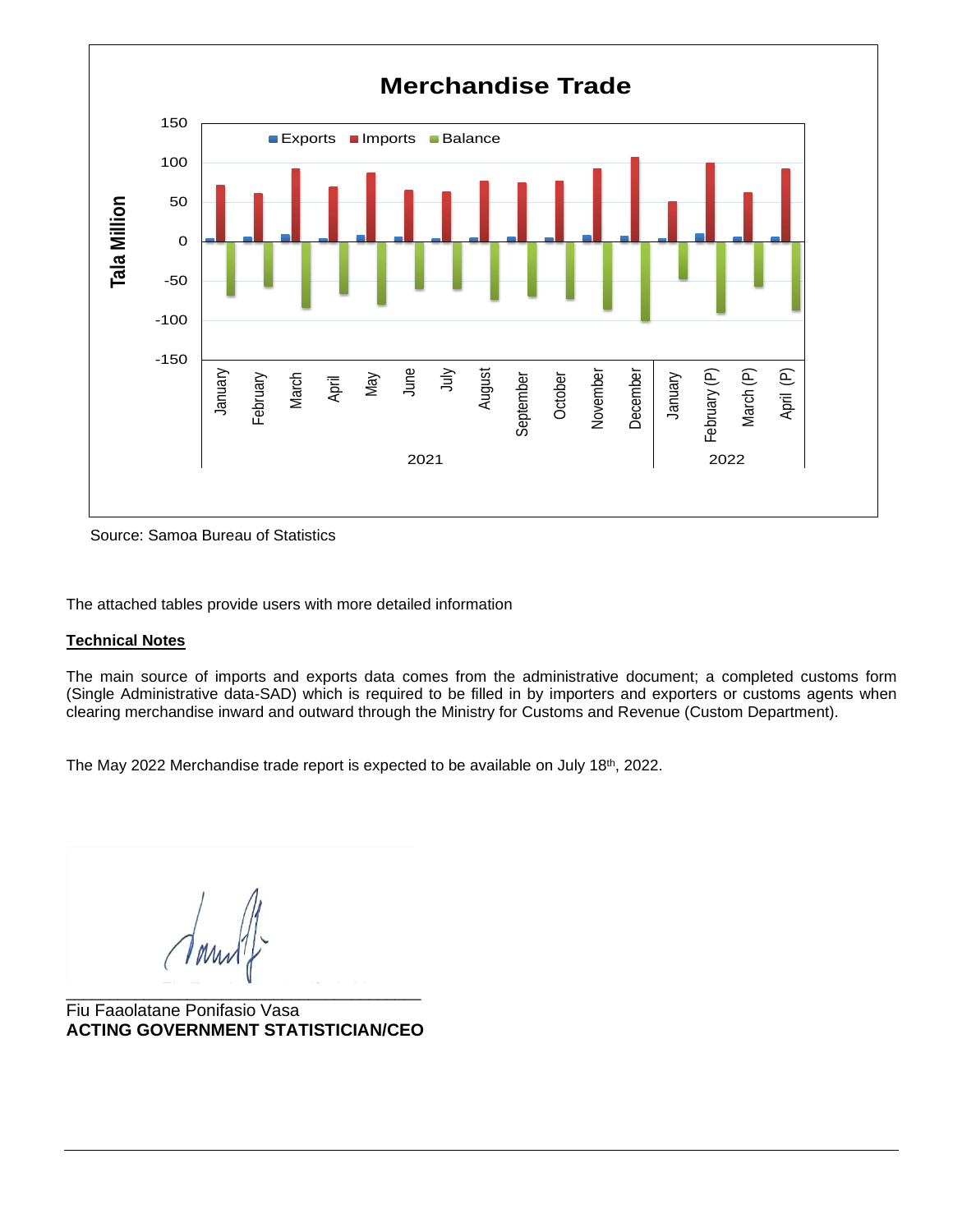**Merchandise Trade**

Source: Samoa Bureau of Statistics

The attached tables provide users with more detailed information

**Technical Notes**

The main source of imports and exports data comes from the administrative document; a completed customs form (Single Administrative data-SAD) which is required to be filled in by importers and exporters or customs agents when clearing merchandise inward and outward through the Ministry for Customs and Revenue (Custom Department).

The May 2022 Merchandise trade report is expected to be available on July 18th, 2022.

Fiu Faaolatane Ponifasio Vasa
**ACTING GOVERNMENT STATISTICIAN/CEO**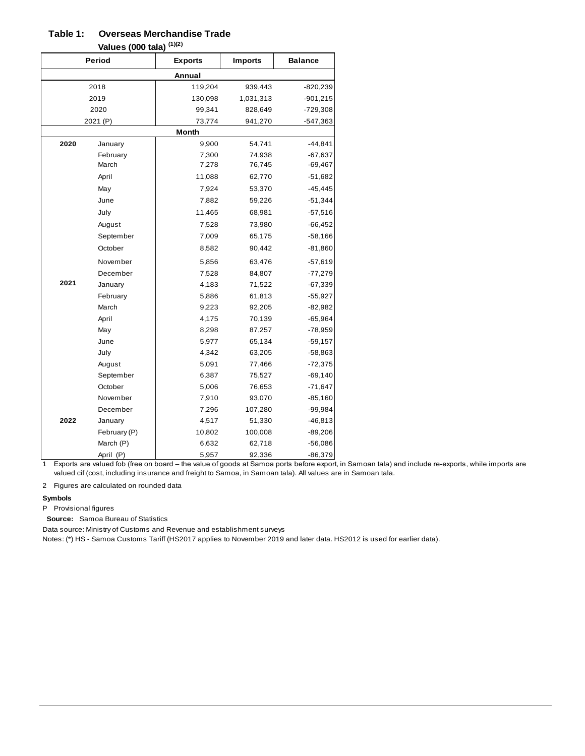## Table 1: Overseas Merchandise Trade

**Values (000 tala) [(1)(2)]**

| Period | | Exports | Imports | Balance |
|---|---|---|---|---|
| **Annual** | | | | |
| 2018 | | 119,204 | 939,443 | -820,239 |
| 2019 | | 130,098 | 1,031,313 | -901,215 |
| 2020 | | 99,341 | 828,649 | -729,308 |
| 2021 (P) | | 73,774 | 941,270 | -547,363 |
| **Month** | | | | |
| **2020** | January | 9,900 | 54,741 | -44,841 |
| | February | 7,300 | 74,938 | -67,637 |
| | March | 7,278 | 76,745 | -69,467 |
| | April | 11,088 | 62,770 | -51,682 |
| | May | 7,924 | 53,370 | -45,445 |
| | June | 7,882 | 59,226 | -51,344 |
| | July | 11,465 | 68,981 | -57,516 |
| | August | 7,528 | 73,980 | -66,452 |
| | September | 7,009 | 65,175 | -58,166 |
| | October | 8,582 | 90,442 | -81,860 |
| | November | 5,856 | 63,476 | -57,619 |
| | December | 7,528 | 84,807 | -77,279 |
| **2021** | January | 4,183 | 71,522 | -67,339 |
| | February | 5,886 | 61,813 | -55,927 |
| | March | 9,223 | 92,205 | -82,982 |
| | April | 4,175 | 70,139 | -65,964 |
| | May | 8,298 | 87,257 | -78,959 |
| | June | 5,977 | 65,134 | -59,157 |
| | July | 4,342 | 63,205 | -58,863 |
| | August | 5,091 | 77,466 | -72,375 |
| | September | 6,387 | 75,527 | -69,140 |
| | October | 5,006 | 76,653 | -71,647 |
| | November | 7,910 | 93,070 | -85,160 |
| | December | 7,296 | 107,280 | -99,984 |
| **2022** | January | 4,517 | 51,330 | -46,813 |
| | February (P) | 10,802 | 100,008 | -89,206 |
| | March (P) | 6,632 | 62,718 | -56,086 |
| | April (P) | 5,957 | 92,336 | -86,379 |

1 Exports are valued fob (free on board – the value of goods at Samoa ports before export, in Samoan tala) and include re-exports, while imports are valued cif (cost, including insurance and freight to Samoa, in Samoan tala). All values are in Samoan tala.

2 Figures are calculated on rounded data

**Symbols**

P Provisional figures

**Source:** Samoa Bureau of Statistics

Data source: Ministry of Customs and Revenue and establishment surveys

Notes: (*) HS - Samoa Customs Tariff (HS2017 applies to November 2019 and later data. HS2012 is used for earlier data).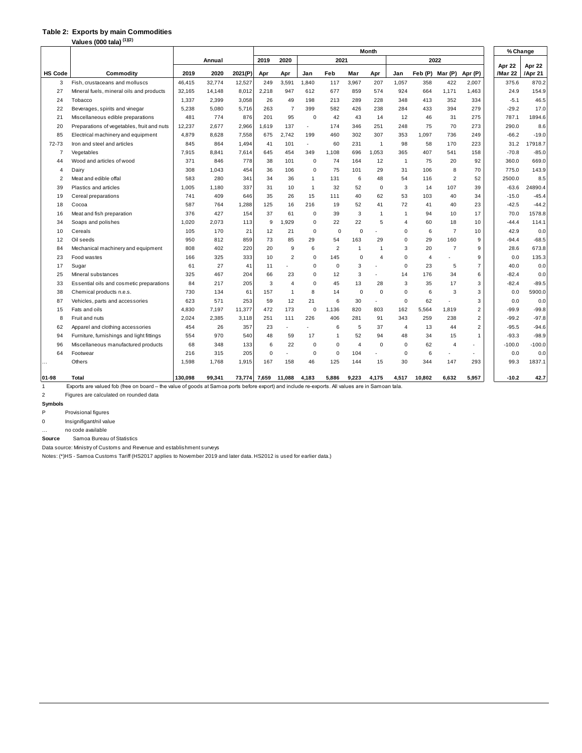**Table 2: Exports by main Commodities**

**Values (000 tala) [(1)(2)]**

| HS Code | Commodity | Annual | | | Month | | | | | | | | | | % Change | |
|---|---|---|---|---|---|---|---|---|---|---|---|---|---|---|---|---|
| | | | | | 2019 | 2020 | 2021 | | | | 2022 | | | | | |
| | | 2019 | 2020 | 2021(P) | Apr | Apr | Jan | Feb | Mar | Apr | Jan | Feb (P) | Mar (P) | Apr (P) | Apr 22 /Mar 22 | Apr 22 /Apr 21 |
| 3 | Fish, crustaceans and molluscs | 46,415 | 32,774 | 12,527 | 249 | 3,591 | 1,840 | 117 | 3,967 | 207 | 1,057 | 358 | 422 | 2,007 | 375.6 | 870.2 |
| 27 | Mineral fuels, mineral oils and products | 32,165 | 14,148 | 8,012 | 2,218 | 947 | 612 | 677 | 859 | 574 | 924 | 664 | 1,171 | 1,463 | 24.9 | 154.9 |
| 24 | Tobacco | 1,337 | 2,399 | 3,058 | 26 | 49 | 198 | 213 | 289 | 228 | 348 | 413 | 352 | 334 | -5.1 | 46.5 |
| 22 | Beverages, spirits and vinegar | 5,238 | 5,080 | 5,716 | 263 | 7 | 399 | 582 | 426 | 238 | 284 | 433 | 394 | 279 | -29.2 | 17.0 |
| 21 | Miscellaneous edible preparations | 481 | 774 | 876 | 201 | 95 | 0 | 42 | 43 | 14 | 12 | 46 | 31 | 275 | 787.1 | 1894.6 |
| 20 | Preparations of vegetables, fruit and nuts | 12,237 | 2,677 | 2,966 | 1,619 | 137 | - | 174 | 346 | 251 | 248 | 75 | 70 | 273 | 290.0 | 8.6 |
| 85 | Electrical machinery and equipment | 4,879 | 8,628 | 7,558 | 675 | 2,742 | 199 | 460 | 302 | 307 | 353 | 1,097 | 736 | 249 | -66.2 | -19.0 |
| 72-73 | Iron and steel and articles | 845 | 864 | 1,494 | 41 | 101 | - | 60 | 231 | 1 | 98 | 58 | 170 | 223 | 31.2 | 17918.7 |
| 7 | Vegetables | 7,915 | 8,841 | 7,614 | 645 | 454 | 349 | 1,108 | 696 | 1,053 | 365 | 407 | 541 | 158 | -70.8 | -85.0 |
| 44 | Wood and articles of wood | 371 | 846 | 778 | 38 | 101 | 0 | 74 | 164 | 12 | 1 | 75 | 20 | 92 | 360.0 | 669.0 |
| 4 | Dairy | 308 | 1,043 | 454 | 36 | 106 | 0 | 75 | 101 | 29 | 31 | 106 | 8 | 70 | 775.0 | 143.9 |
| 2 | Meat and edible offal | 583 | 280 | 341 | 34 | 36 | 1 | 131 | 6 | 48 | 54 | 116 | 2 | 52 | 2500.0 | 8.5 |
| 39 | Plastics and articles | 1,005 | 1,180 | 337 | 31 | 10 | 1 | 32 | 52 | 0 | 3 | 14 | 107 | 39 | -63.6 | 24890.4 |
| 19 | Cereal preparations | 741 | 409 | 646 | 35 | 26 | 15 | 111 | 40 | 62 | 53 | 103 | 40 | 34 | -15.0 | -45.4 |
| 18 | Cocoa | 587 | 764 | 1,288 | 125 | 16 | 216 | 19 | 52 | 41 | 72 | 41 | 40 | 23 | -42.5 | -44.2 |
| 16 | Meat and fish preparation | 376 | 427 | 154 | 37 | 61 | 0 | 39 | 3 | 1 | 1 | 94 | 10 | 17 | 70.0 | 1578.8 |
| 34 | Soaps and polishes | 1,020 | 2,073 | 113 | 9 | 1,929 | 0 | 22 | 22 | 5 | 4 | 60 | 18 | 10 | -44.4 | 114.1 |
| 10 | Cereals | 105 | 170 | 21 | 12 | 21 | 0 | 0 | 0 | - | 0 | 6 | 7 | 10 | 42.9 | 0.0 |
| 12 | Oil seeds | 950 | 812 | 859 | 73 | 85 | 29 | 54 | 163 | 29 | 0 | 29 | 160 | 9 | -94.4 | -68.5 |
| 84 | Mechanical machinery and equipment | 808 | 402 | 220 | 20 | 9 | 6 | 2 | 1 | 1 | 3 | 20 | 7 | 9 | 28.6 | 673.8 |
| 23 | Food wastes | 166 | 325 | 333 | 10 | 2 | 0 | 145 | 0 | 4 | 0 | 4 | - | 9 | 0.0 | 135.3 |
| 17 | Sugar | 61 | 27 | 41 | 11 | - | 0 | 0 | 3 | - | 0 | 23 | 5 | 7 | 40.0 | 0.0 |
| 25 | Mineral substances | 325 | 467 | 204 | 66 | 23 | 0 | 12 | 3 | - | 14 | 176 | 34 | 6 | -82.4 | 0.0 |
| 33 | Essential oils and cosmetic preparations | 84 | 217 | 205 | 3 | 4 | 0 | 45 | 13 | 28 | 3 | 35 | 17 | 3 | -82.4 | -89.5 |
| 38 | Chemical products n.e.s. | 730 | 134 | 61 | 157 | 1 | 8 | 14 | 0 | 0 | 0 | 6 | 3 | 3 | 0.0 | 5900.0 |
| 87 | Vehicles, parts and accessories | 623 | 571 | 253 | 59 | 12 | 21 | 6 | 30 | - | 0 | 62 | - | 3 | 0.0 | 0.0 |
| 15 | Fats and oils | 4,830 | 7,197 | 11,377 | 472 | 173 | 0 | 1,136 | 820 | 803 | 162 | 5,564 | 1,819 | 2 | -99.9 | -99.8 |
| 8 | Fruit and nuts | 2,024 | 2,385 | 3,118 | 251 | 111 | 226 | 406 | 281 | 91 | 343 | 259 | 238 | 2 | -99.2 | -97.8 |
| 62 | Apparel and clothing accessories | 454 | 26 | 357 | 23 | - | - | 6 | 5 | 37 | 4 | 13 | 44 | 2 | -95.5 | -94.6 |
| 94 | Furniture, furnishings and light fittings | 554 | 970 | 540 | 48 | 59 | 17 | 1 | 52 | 94 | 48 | 34 | 15 | 1 | -93.3 | -98.9 |
| 96 | Miscellaneous manufactured products | 68 | 348 | 133 | 6 | 22 | 0 | 0 | 4 | 0 | 0 | 62 | 4 | - | -100.0 | -100.0 |
| 64 | Footwear | 216 | 315 | 205 | 0 | - | 0 | 0 | 104 | - | 0 | 6 | - | - | 0.0 | 0.0 |
| … | Others | 1,598 | 1,768 | 1,915 | 167 | 158 | 46 | 125 | 144 | 15 | 30 | 344 | 147 | 293 | 99.3 | 1837.1 |
| 01-98 | **Total** | **130,098** | **99,341** | **73,774** | **7,659** | **11,088** | **4,183** | **5,886** | **9,223** | **4,175** | **4,517** | **10,802** | **6,632** | **5,957** | **-10.2** | **42.7** |

1 Exports are valued fob (free on board – the value of goods at Samoa ports before export) and include re-exports. All values are in Samoan tala.

2 Figures are calculated on rounded data

**Symbols**

P Provisional figures

0 Insignifigant/nil value

… no code available

**Source** Samoa Bureau of Statistics

Data source: Ministry of Customs and Revenue and establishment surveys

Notes: (*)HS - Samoa Customs Tariff (HS2017 applies to November 2019 and later data. HS2012 is used for earlier data.)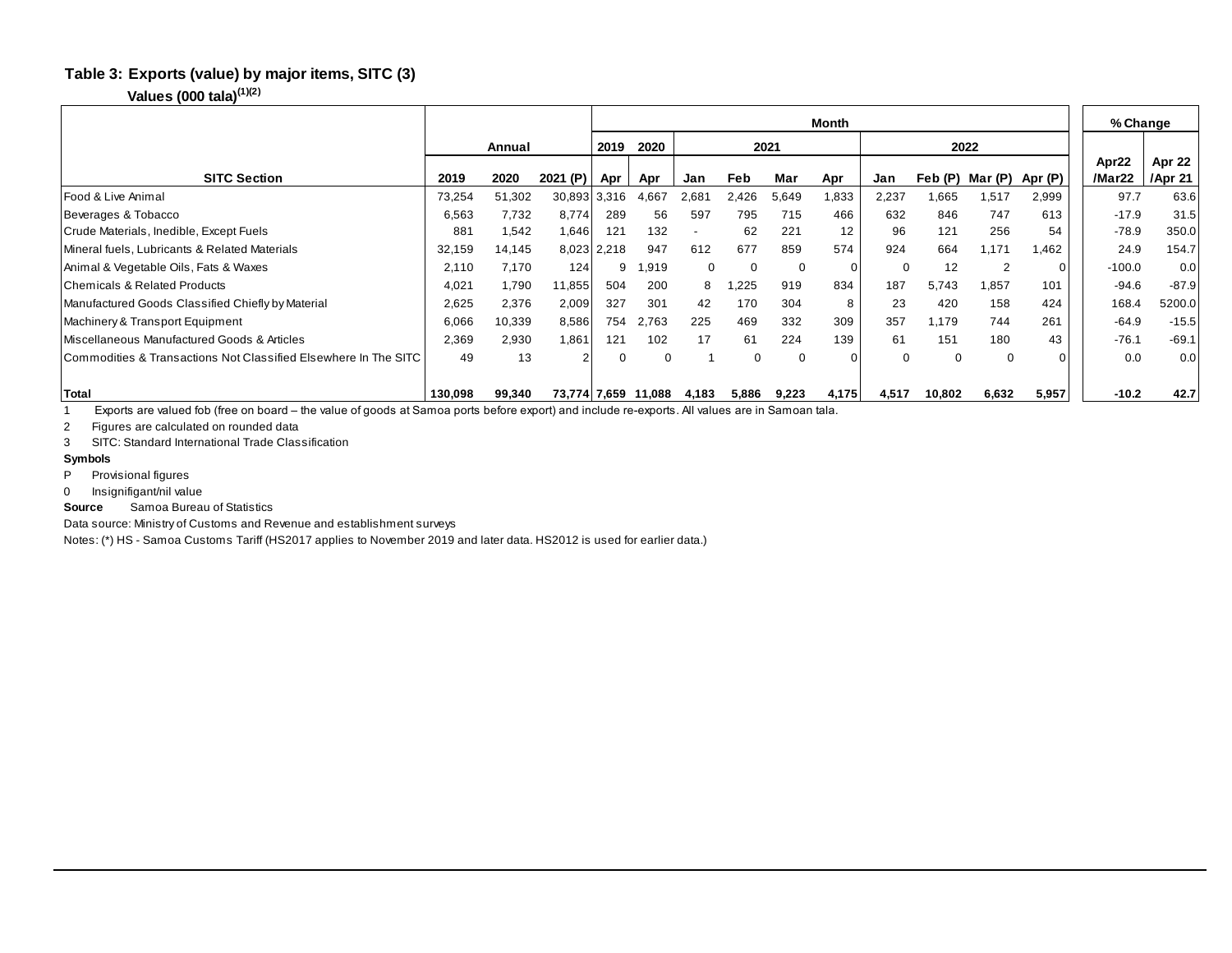**Table 3: Exports (value) by major items, SITC (3)**

**Values (000 tala)(1)(2)**

| SITC Section | Annual | | | Month | | | | | | | | | | | % Change | |
|---|---|---|---|---|---|---|---|---|---|---|---|---|---|---|---|---|
| | | | | 2019 | 2020 | 2021 | | | | 2022 | | | | | |
| | 2019 | 2020 | 2021 (P) | Apr | Apr | Jan | Feb | Mar | Apr | Jan | Feb (P) | Mar (P) | Apr (P) | Apr22 /Mar22 | Apr 22 /Apr 21 |
| Food & Live Animal | 73,254 | 51,302 | 30,893 | 3,316 | 4,667 | 2,681 | 2,426 | 5,649 | 1,833 | 2,237 | 1,665 | 1,517 | 2,999 | 97.7 | 63.6 |
| Beverages & Tobacco | 6,563 | 7,732 | 8,774 | 289 | 56 | 597 | 795 | 715 | 466 | 632 | 846 | 747 | 613 | -17.9 | 31.5 |
| Crude Materials, Inedible, Except Fuels | 881 | 1,542 | 1,646 | 121 | 132 | - | 62 | 221 | 12 | 96 | 121 | 256 | 54 | -78.9 | 350.0 |
| Mineral fuels, Lubricants & Related Materials | 32,159 | 14,145 | 8,023 | 2,218 | 947 | 612 | 677 | 859 | 574 | 924 | 664 | 1,171 | 1,462 | 24.9 | 154.7 |
| Animal & Vegetable Oils, Fats & Waxes | 2,110 | 7,170 | 124 | 9 | 1,919 | 0 | 0 | 0 | 0 | 0 | 12 | 2 | 0 | -100.0 | 0.0 |
| Chemicals & Related Products | 4,021 | 1,790 | 11,855 | 504 | 200 | 8 | 1,225 | 919 | 834 | 187 | 5,743 | 1,857 | 101 | -94.6 | -87.9 |
| Manufactured Goods Classified Chiefly by Material | 2,625 | 2,376 | 2,009 | 327 | 301 | 42 | 170 | 304 | 8 | 23 | 420 | 158 | 424 | 168.4 | 5200.0 |
| Machinery & Transport Equipment | 6,066 | 10,339 | 8,586 | 754 | 2,763 | 225 | 469 | 332 | 309 | 357 | 1,179 | 744 | 261 | -64.9 | -15.5 |
| Miscellaneous Manufactured Goods & Articles | 2,369 | 2,930 | 1,861 | 121 | 102 | 17 | 61 | 224 | 139 | 61 | 151 | 180 | 43 | -76.1 | -69.1 |
| Commodities & Transactions Not Classified Elsewhere In The SITC | 49 | 13 | 2 | 0 | 0 | 1 | 0 | 0 | 0 | 0 | 0 | 0 | 0 | 0.0 | 0.0 |
| **Total** | **130,098** | **99,340** | **73,774** | **7,659** | **11,088** | **4,183** | **5,886** | **9,223** | **4,175** | **4,517** | **10,802** | **6,632** | **5,957** | **-10.2** | **42.7** |

1 Exports are valued fob (free on board – the value of goods at Samoa ports before export) and include re-exports. All values are in Samoan tala.

2 Figures are calculated on rounded data

3 SITC: Standard International Trade Classification

**Symbols**

P Provisional figures

0 Insignifigant/nil value

**Source** Samoa Bureau of Statistics

Data source: Ministry of Customs and Revenue and establishment surveys

Notes: (*) HS - Samoa Customs Tariff (HS2017 applies to November 2019 and later data. HS2012 is used for earlier data.)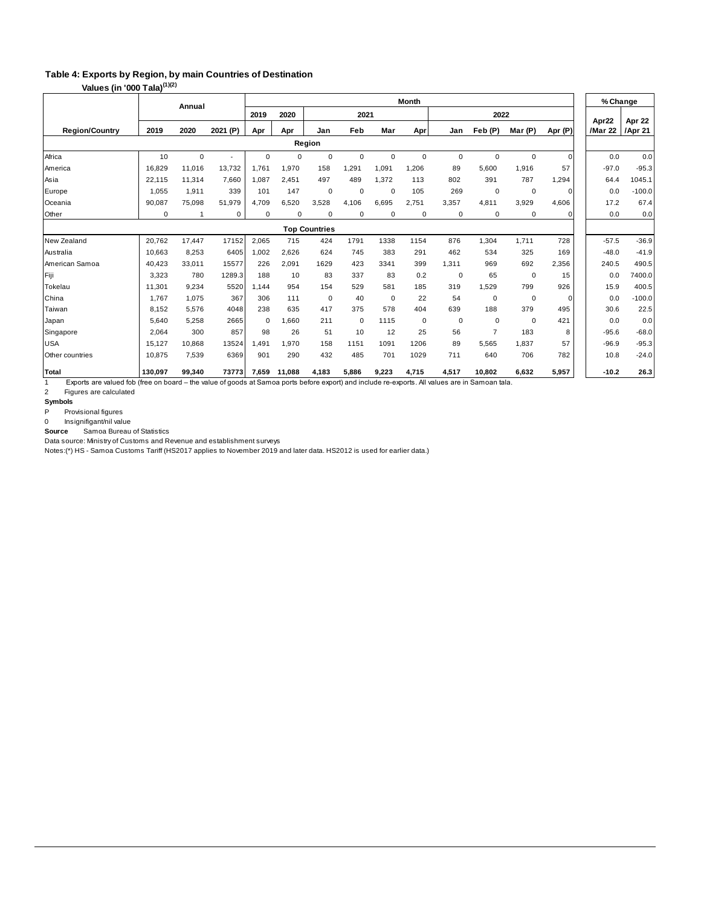### Table 4: Exports by Region, by main Countries of Destination

**Values (in '000 Tala)(1)(2)**

| Region/Country | Annual | | | Month | | | | | | | | | | | % Change | |
|---|---|---|---|---|---|---|---|---|---|---|---|---|---|---|---|---|
| | | | | 2019 | 2020 | 2021 | | | | 2022 | | | | | | |
| | 2019 | 2020 | 2021 (P) | Apr | Apr | Jan | Feb | Mar | Apr | Jan | Feb (P) | Mar (P) | Apr (P) | | Apr22 /Mar 22 | Apr 22 /Apr 21 |
| **Region** | | | | | | | | | | | | | | | | |
| Africa | 10 | 0 | - | 0 | 0 | 0 | 0 | 0 | 0 | 0 | 0 | 0 | 0 | | 0.0 | 0.0 |
| America | 16,829 | 11,016 | 13,732 | 1,761 | 1,970 | 158 | 1,291 | 1,091 | 1,206 | 89 | 5,600 | 1,916 | 57 | | -97.0 | -95.3 |
| Asia | 22,115 | 11,314 | 7,660 | 1,087 | 2,451 | 497 | 489 | 1,372 | 113 | 802 | 391 | 787 | 1,294 | | 64.4 | 1045.1 |
| Europe | 1,055 | 1,911 | 339 | 101 | 147 | 0 | 0 | 0 | 105 | 269 | 0 | 0 | 0 | | 0.0 | -100.0 |
| Oceania | 90,087 | 75,098 | 51,979 | 4,709 | 6,520 | 3,528 | 4,106 | 6,695 | 2,751 | 3,357 | 4,811 | 3,929 | 4,606 | | 17.2 | 67.4 |
| Other | 0 | 1 | 0 | 0 | 0 | 0 | 0 | 0 | 0 | 0 | 0 | 0 | 0 | | 0.0 | 0.0 |
| **Top Countries** | | | | | | | | | | | | | | | | |
| New Zealand | 20,762 | 17,447 | 17152 | 2,065 | 715 | 424 | 1791 | 1338 | 1154 | 876 | 1,304 | 1,711 | 728 | | -57.5 | -36.9 |
| Australia | 10,663 | 8,253 | 6405 | 1,002 | 2,626 | 624 | 745 | 383 | 291 | 462 | 534 | 325 | 169 | | -48.0 | -41.9 |
| American Samoa | 40,423 | 33,011 | 15577 | 226 | 2,091 | 1629 | 423 | 3341 | 399 | 1,311 | 969 | 692 | 2,356 | | 240.5 | 490.5 |
| Fiji | 3,323 | 780 | 1289.3 | 188 | 10 | 83 | 337 | 83 | 0.2 | 0 | 65 | 0 | 15 | | 0.0 | 7400.0 |
| Tokelau | 11,301 | 9,234 | 5520 | 1,144 | 954 | 154 | 529 | 581 | 185 | 319 | 1,529 | 799 | 926 | | 15.9 | 400.5 |
| China | 1,767 | 1,075 | 367 | 306 | 111 | 0 | 40 | 0 | 22 | 54 | 0 | 0 | 0 | | 0.0 | -100.0 |
| Taiwan | 8,152 | 5,576 | 4048 | 238 | 635 | 417 | 375 | 578 | 404 | 639 | 188 | 379 | 495 | | 30.6 | 22.5 |
| Japan | 5,640 | 5,258 | 2665 | 0 | 1,660 | 211 | 0 | 1115 | 0 | 0 | 0 | 0 | 421 | | 0.0 | 0.0 |
| Singapore | 2,064 | 300 | 857 | 98 | 26 | 51 | 10 | 12 | 25 | 56 | 7 | 183 | 8 | | -95.6 | -68.0 |
| USA | 15,127 | 10,868 | 13524 | 1,491 | 1,970 | 158 | 1151 | 1091 | 1206 | 89 | 5,565 | 1,837 | 57 | | -96.9 | -95.3 |
| Other countries | 10,875 | 7,539 | 6369 | 901 | 290 | 432 | 485 | 701 | 1029 | 711 | 640 | 706 | 782 | | 10.8 | -24.0 |
| **Total** | **130,097** | **99,340** | **73773** | **7,659** | **11,088** | **4,183** | **5,886** | **9,223** | **4,715** | **4,517** | **10,802** | **6,632** | **5,957** | | **-10.2** | **26.3** |

1 Exports are valued fob (free on board – the value of goods at Samoa ports before export) and include re-exports. All values are in Samoan tala.

2 Figures are calculated

**Symbols**

P Provisional figures

0 Insignifigant/nil value

**Source** Samoa Bureau of Statistics

Data source: Ministry of Customs and Revenue and establishment surveys

Notes:(*) HS - Samoa Customs Tariff (HS2017 applies to November 2019 and later data. HS2012 is used for earlier data.)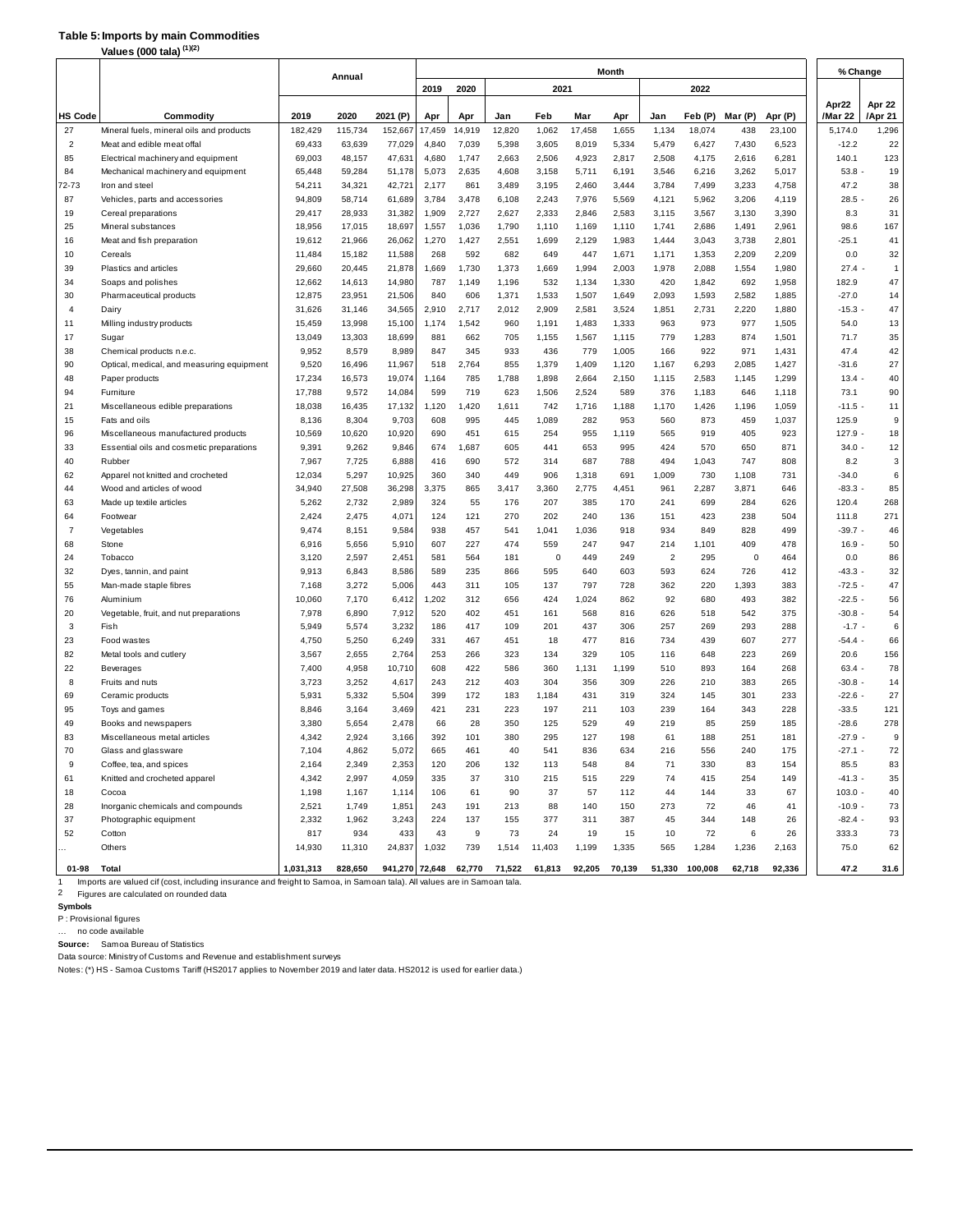**Table 5: Imports by main Commodities**

**Values (000 tala) [(1)(2)]**

| HS Code | Commodity | Annual | | | Month | | | | | | | | | | % Change | |
|---|---|---|---|---|---|---|---|---|---|---|---|---|---|---|---|---|
| | | | | | 2019 | 2020 | 2021 | | | | 2022 | | | | | |
| | | 2019 | 2020 | 2021 (P) | Apr | Apr | Jan | Feb | Mar | Apr | Jan | Feb (P) | Mar (P) | Apr (P) | Apr22 /Mar 22 | Apr 22 /Apr 21 |
| 27 | Mineral fuels, mineral oils and products | 182,429 | 115,734 | 152,667 | 17,459 | 14,919 | 12,820 | 1,062 | 17,458 | 1,655 | 1,134 | 18,074 | 438 | 23,100 | 5,174.0 | 1,296 |
| 2 | Meat and edible meat offal | 69,433 | 63,639 | 77,029 | 4,840 | 7,039 | 5,398 | 3,605 | 8,019 | 5,334 | 5,479 | 6,427 | 7,430 | 6,523 | -12.2 | 22 |
| 85 | Electrical machinery and equipment | 69,003 | 48,157 | 47,631 | 4,680 | 1,747 | 2,663 | 2,506 | 4,923 | 2,817 | 2,508 | 4,175 | 2,616 | 6,281 | 140.1 | 123 |
| 84 | Mechanical machinery and equipment | 65,448 | 59,284 | 51,178 | 5,073 | 2,635 | 4,608 | 3,158 | 5,711 | 6,191 | 3,546 | 6,216 | 3,262 | 5,017 | 53.8 | - 19 |
| 72-73 | Iron and steel | 54,211 | 34,321 | 42,721 | 2,177 | 861 | 3,489 | 3,195 | 2,460 | 3,444 | 3,784 | 7,499 | 3,233 | 4,758 | 47.2 | 38 |
| 87 | Vehicles, parts and accessories | 94,809 | 58,714 | 61,689 | 3,784 | 3,478 | 6,108 | 2,243 | 7,976 | 5,569 | 4,121 | 5,962 | 3,206 | 4,119 | 28.5 | - 26 |
| 19 | Cereal preparations | 29,417 | 28,933 | 31,382 | 1,909 | 2,727 | 2,627 | 2,333 | 2,846 | 2,583 | 3,115 | 3,567 | 3,130 | 3,390 | 8.3 | 31 |
| 25 | Mineral substances | 18,956 | 17,015 | 18,697 | 1,557 | 1,036 | 1,790 | 1,110 | 1,169 | 1,110 | 1,741 | 2,686 | 1,491 | 2,961 | 98.6 | 167 |
| 16 | Meat and fish preparation | 19,612 | 21,966 | 26,062 | 1,270 | 1,427 | 2,551 | 1,699 | 2,129 | 1,983 | 1,444 | 3,043 | 3,738 | 2,801 | -25.1 | 41 |
| 10 | Cereals | 11,484 | 15,182 | 11,588 | 268 | 592 | 682 | 649 | 447 | 1,671 | 1,171 | 1,353 | 2,209 | 2,209 | 0.0 | 32 |
| 39 | Plastics and articles | 29,660 | 20,445 | 21,878 | 1,669 | 1,730 | 1,373 | 1,669 | 1,994 | 2,003 | 1,978 | 2,088 | 1,554 | 1,980 | 27.4 | - 1 |
| 34 | Soaps and polishes | 12,662 | 14,613 | 14,980 | 787 | 1,149 | 1,196 | 532 | 1,134 | 1,330 | 420 | 1,842 | 692 | 1,958 | 182.9 | 47 |
| 30 | Pharmaceutical products | 12,875 | 23,951 | 21,506 | 840 | 606 | 1,371 | 1,533 | 1,507 | 1,649 | 2,093 | 1,593 | 2,582 | 1,885 | -27.0 | 14 |
| 4 | Dairy | 31,626 | 31,146 | 34,565 | 2,910 | 2,717 | 2,012 | 2,909 | 2,581 | 3,524 | 1,851 | 2,731 | 2,220 | 1,880 | -15.3 | - 47 |
| 11 | Milling industry products | 15,459 | 13,998 | 15,100 | 1,174 | 1,542 | 960 | 1,191 | 1,483 | 1,333 | 963 | 973 | 977 | 1,505 | 54.0 | 13 |
| 17 | Sugar | 13,049 | 13,303 | 18,699 | 881 | 662 | 705 | 1,155 | 1,567 | 1,115 | 779 | 1,283 | 874 | 1,501 | 71.7 | 35 |
| 38 | Chemical products n.e.c. | 9,952 | 8,579 | 8,989 | 847 | 345 | 933 | 436 | 779 | 1,005 | 166 | 922 | 971 | 1,431 | 47.4 | 42 |
| 90 | Optical, medical, and measuring equipment | 9,520 | 16,496 | 11,967 | 518 | 2,764 | 855 | 1,379 | 1,409 | 1,120 | 1,167 | 6,293 | 2,085 | 1,427 | -31.6 | 27 |
| 48 | Paper products | 17,234 | 16,573 | 19,074 | 1,164 | 785 | 1,788 | 1,898 | 2,664 | 2,150 | 1,115 | 2,583 | 1,145 | 1,299 | 13.4 | - 40 |
| 94 | Furniture | 17,788 | 9,572 | 14,084 | 599 | 719 | 623 | 1,506 | 2,524 | 589 | 376 | 1,183 | 646 | 1,118 | 73.1 | 90 |
| 21 | Miscellaneous edible preparations | 18,038 | 16,435 | 17,132 | 1,120 | 1,420 | 1,611 | 742 | 1,716 | 1,188 | 1,170 | 1,426 | 1,196 | 1,059 | -11.5 | - 11 |
| 15 | Fats and oils | 8,136 | 8,304 | 9,703 | 608 | 995 | 445 | 1,089 | 282 | 953 | 560 | 873 | 459 | 1,037 | 125.9 | 9 |
| 96 | Miscellaneous manufactured products | 10,569 | 10,620 | 10,920 | 690 | 451 | 615 | 254 | 955 | 1,119 | 565 | 919 | 405 | 923 | 127.9 | - 18 |
| 33 | Essential oils and cosmetic preparations | 9,391 | 9,262 | 9,846 | 674 | 1,687 | 605 | 441 | 653 | 995 | 424 | 570 | 650 | 871 | 34.0 | - 12 |
| 40 | Rubber | 7,967 | 7,725 | 6,888 | 416 | 690 | 572 | 314 | 687 | 788 | 494 | 1,043 | 747 | 808 | 8.2 | 3 |
| 62 | Apparel not knitted and crocheted | 12,034 | 5,297 | 10,925 | 360 | 340 | 449 | 906 | 1,318 | 691 | 1,009 | 730 | 1,108 | 731 | -34.0 | 6 |
| 44 | Wood and articles of wood | 34,940 | 27,508 | 36,298 | 3,375 | 865 | 3,417 | 3,360 | 2,775 | 4,451 | 961 | 2,287 | 3,871 | 646 | -83.3 | - 85 |
| 63 | Made up textile articles | 5,262 | 2,732 | 2,989 | 324 | 55 | 176 | 207 | 385 | 170 | 241 | 699 | 284 | 626 | 120.4 | 268 |
| 64 | Footwear | 2,424 | 2,475 | 4,071 | 124 | 121 | 270 | 202 | 240 | 136 | 151 | 423 | 238 | 504 | 111.8 | 271 |
| 7 | Vegetables | 9,474 | 8,151 | 9,584 | 938 | 457 | 541 | 1,041 | 1,036 | 918 | 934 | 849 | 828 | 499 | -39.7 | - 46 |
| 68 | Stone | 6,916 | 5,656 | 5,910 | 607 | 227 | 474 | 559 | 247 | 947 | 214 | 1,101 | 409 | 478 | 16.9 | - 50 |
| 24 | Tobacco | 3,120 | 2,597 | 2,451 | 581 | 564 | 181 | 0 | 449 | 249 | 2 | 295 | 0 | 464 | 0.0 | 86 |
| 32 | Dyes, tannin, and paint | 9,913 | 6,843 | 8,586 | 589 | 235 | 866 | 595 | 640 | 603 | 593 | 624 | 726 | 412 | -43.3 | - 32 |
| 55 | Man-made staple fibres | 7,168 | 3,272 | 5,006 | 443 | 311 | 105 | 137 | 797 | 728 | 362 | 220 | 1,393 | 383 | -72.5 | - 47 |
| 76 | Aluminium | 10,060 | 7,170 | 6,412 | 1,202 | 312 | 656 | 424 | 1,024 | 862 | 92 | 680 | 493 | 382 | -22.5 | - 56 |
| 20 | Vegetable, fruit, and nut preparations | 7,978 | 6,890 | 7,912 | 520 | 402 | 451 | 161 | 568 | 816 | 626 | 518 | 542 | 375 | -30.8 | - 54 |
| 3 | Fish | 5,949 | 5,574 | 3,232 | 186 | 417 | 109 | 201 | 437 | 306 | 257 | 269 | 293 | 288 | -1.7 | - 6 |
| 23 | Food wastes | 4,750 | 5,250 | 6,249 | 331 | 467 | 451 | 18 | 477 | 816 | 734 | 439 | 607 | 277 | -54.4 | - 66 |
| 82 | Metal tools and cutlery | 3,567 | 2,655 | 2,764 | 253 | 266 | 323 | 134 | 329 | 105 | 116 | 648 | 223 | 269 | 20.6 | 156 |
| 22 | Beverages | 7,400 | 4,958 | 10,710 | 608 | 422 | 586 | 360 | 1,131 | 1,199 | 510 | 893 | 164 | 268 | 63.4 | - 78 |
| 8 | Fruits and nuts | 3,723 | 3,252 | 4,617 | 243 | 212 | 403 | 304 | 356 | 309 | 226 | 210 | 383 | 265 | -30.8 | - 14 |
| 69 | Ceramic products | 5,931 | 5,332 | 5,504 | 399 | 172 | 183 | 1,184 | 431 | 319 | 324 | 145 | 301 | 233 | -22.6 | - 27 |
| 95 | Toys and games | 8,846 | 3,164 | 3,469 | 421 | 231 | 223 | 197 | 211 | 103 | 239 | 164 | 343 | 228 | -33.5 | 121 |
| 49 | Books and newspapers | 3,380 | 5,654 | 2,478 | 66 | 28 | 350 | 125 | 529 | 49 | 219 | 85 | 259 | 185 | -28.6 | 278 |
| 83 | Miscellaneous metal articles | 4,342 | 2,924 | 3,166 | 392 | 101 | 380 | 295 | 127 | 198 | 61 | 188 | 251 | 181 | -27.9 | - 9 |
| 70 | Glass and glassware | 7,104 | 4,862 | 5,072 | 665 | 461 | 40 | 541 | 836 | 634 | 216 | 556 | 240 | 175 | -27.1 | - 72 |
| 9 | Coffee, tea, and spices | 2,164 | 2,349 | 2,353 | 120 | 206 | 132 | 113 | 548 | 84 | 71 | 330 | 83 | 154 | 85.5 | 83 |
| 61 | Knitted and crocheted apparel | 4,342 | 2,997 | 4,059 | 335 | 37 | 310 | 215 | 515 | 229 | 74 | 415 | 254 | 149 | -41.3 | - 35 |
| 18 | Cocoa | 1,198 | 1,167 | 1,114 | 106 | 61 | 90 | 37 | 57 | 112 | 44 | 144 | 33 | 67 | 103.0 | - 40 |
| 28 | Inorganic chemicals and compounds | 2,521 | 1,749 | 1,851 | 243 | 191 | 213 | 88 | 140 | 150 | 273 | 72 | 46 | 41 | -10.9 | - 73 |
| 37 | Photographic equipment | 2,332 | 1,962 | 3,243 | 224 | 137 | 155 | 377 | 311 | 387 | 45 | 344 | 148 | 26 | -82.4 | - 93 |
| 52 | Cotton | 817 | 934 | 433 | 43 | 9 | 73 | 24 | 19 | 15 | 10 | 72 | 6 | 26 | 333.3 | 73 |
| … | Others | 14,930 | 11,310 | 24,837 | 1,032 | 739 | 1,514 | 11,403 | 1,199 | 1,335 | 565 | 1,284 | 1,236 | 2,163 | 75.0 | 62 |
| 01-98 | **Total** | **1,031,313** | **828,650** | **941,270** | **72,648** | **62,770** | **71,522** | **61,813** | **92,205** | **70,139** | **51,330** | **100,008** | **62,718** | **92,336** | **47.2** | **31.6** |

1 Imports are valued cif (cost, including insurance and freight to Samoa, in Samoan tala). All values are in Samoan tala.

2 Figures are calculated on rounded data

**Symbols**

P : Provisional figures

… no code available

**Source:** Samoa Bureau of Statistics

Data source: Ministry of Customs and Revenue and establishment surveys

Notes: (*) HS - Samoa Customs Tariff (HS2017 applies to November 2019 and later data. HS2012 is used for earlier data.)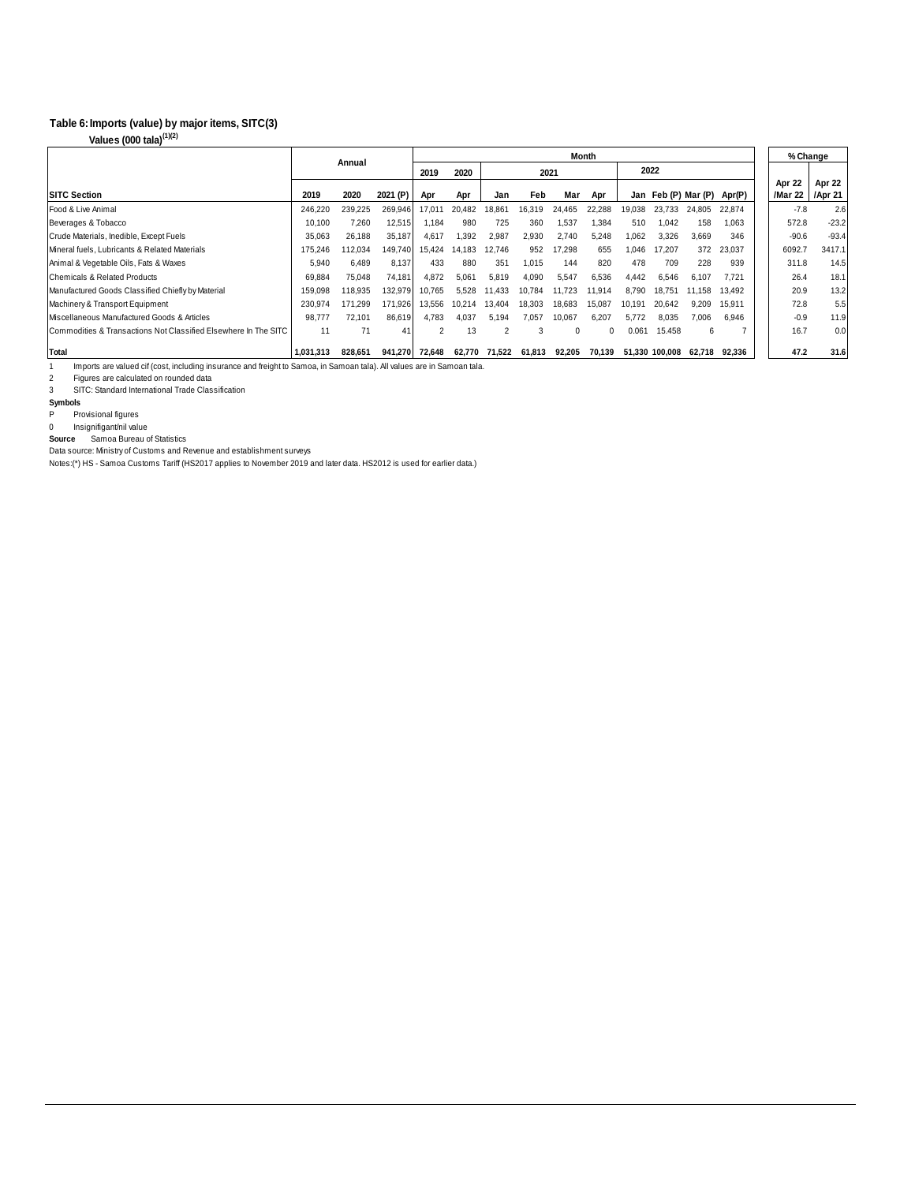### Table 6: Imports (value) by major items, SITC(3)

Values (000 tala)(1)(2)

| SITC Section | Annual | | | Month | | | | | | | | | | | % Change | |
|---|---|---|---|---|---|---|---|---|---|---|---|---|---|---|---|---|
| | | | | 2019 | 2020 | 2021 | | | | 2022 | | | | | | |
| | 2019 | 2020 | 2021 (P) | Apr | Apr | Jan | Feb | Mar | Apr | Jan | Feb (P) | Mar (P) | Apr(P) | | Apr 22 /Mar 22 | Apr 22 /Apr 21 |
| Food & Live Animal | 246,220 | 239,225 | 269,946 | 17,011 | 20,482 | 18,861 | 16,319 | 24,465 | 22,288 | 19,038 | 23,733 | 24,805 | 22,874 | | -7.8 | 2.6 |
| Beverages & Tobacco | 10,100 | 7,260 | 12,515 | 1,184 | 980 | 725 | 360 | 1,537 | 1,384 | 510 | 1,042 | 158 | 1,063 | | 572.8 | -23.2 |
| Crude Materials, Inedible, Except Fuels | 35,063 | 26,188 | 35,187 | 4,617 | 1,392 | 2,987 | 2,930 | 2,740 | 5,248 | 1,062 | 3,326 | 3,669 | 346 | | -90.6 | -93.4 |
| Mineral fuels, Lubricants & Related Materials | 175,246 | 112,034 | 149,740 | 15,424 | 14,183 | 12,746 | 952 | 17,298 | 655 | 1,046 | 17,207 | 372 | 23,037 | | 6092.7 | 3417.1 |
| Animal & Vegetable Oils, Fats & Waxes | 5,940 | 6,489 | 8,137 | 433 | 880 | 351 | 1,015 | 144 | 820 | 478 | 709 | 228 | 939 | | 311.8 | 14.5 |
| Chemicals & Related Products | 69,884 | 75,048 | 74,181 | 4,872 | 5,061 | 5,819 | 4,090 | 5,547 | 6,536 | 4,442 | 6,546 | 6,107 | 7,721 | | 26.4 | 18.1 |
| Manufactured Goods Classified Chiefly by Material | 159,098 | 118,935 | 132,979 | 10,765 | 5,528 | 11,433 | 10,784 | 11,723 | 11,914 | 8,790 | 18,751 | 11,158 | 13,492 | | 20.9 | 13.2 |
| Machinery & Transport Equipment | 230,974 | 171,299 | 171,926 | 13,556 | 10,214 | 13,404 | 18,303 | 18,683 | 15,087 | 10,191 | 20,642 | 9,209 | 15,911 | | 72.8 | 5.5 |
| Miscellaneous Manufactured Goods & Articles | 98,777 | 72,101 | 86,619 | 4,783 | 4,037 | 5,194 | 7,057 | 10,067 | 6,207 | 5,772 | 8,035 | 7,006 | 6,946 | | -0.9 | 11.9 |
| Commodities & Transactions Not Classified Elsewhere In The SITC | 11 | 71 | 41 | 2 | 13 | 2 | 3 | 0 | 0 | 0.061 | 15.458 | 6 | 7 | | 16.7 | 0.0 |
| **Total** | **1,031,313** | **828,651** | **941,270** | **72,648** | **62,770** | **71,522** | **61,813** | **92,205** | **70,139** | **51,330** | **100,008** | **62,718** | **92,336** | | **47.2** | **31.6** |

1 Imports are valued cif (cost, including insurance and freight to Samoa, in Samoan tala). All values are in Samoan tala.

2 Figures are calculated on rounded data

3 SITC: Standard International Trade Classification

**Symbols**

P Provisional figures

0 Insignifigant/nil value

**Source** Samoa Bureau of Statistics

Data source: Ministry of Customs and Revenue and establishment surveys

Notes:(*) HS - Samoa Customs Tariff (HS2017 applies to November 2019 and later data. HS2012 is used for earlier data.)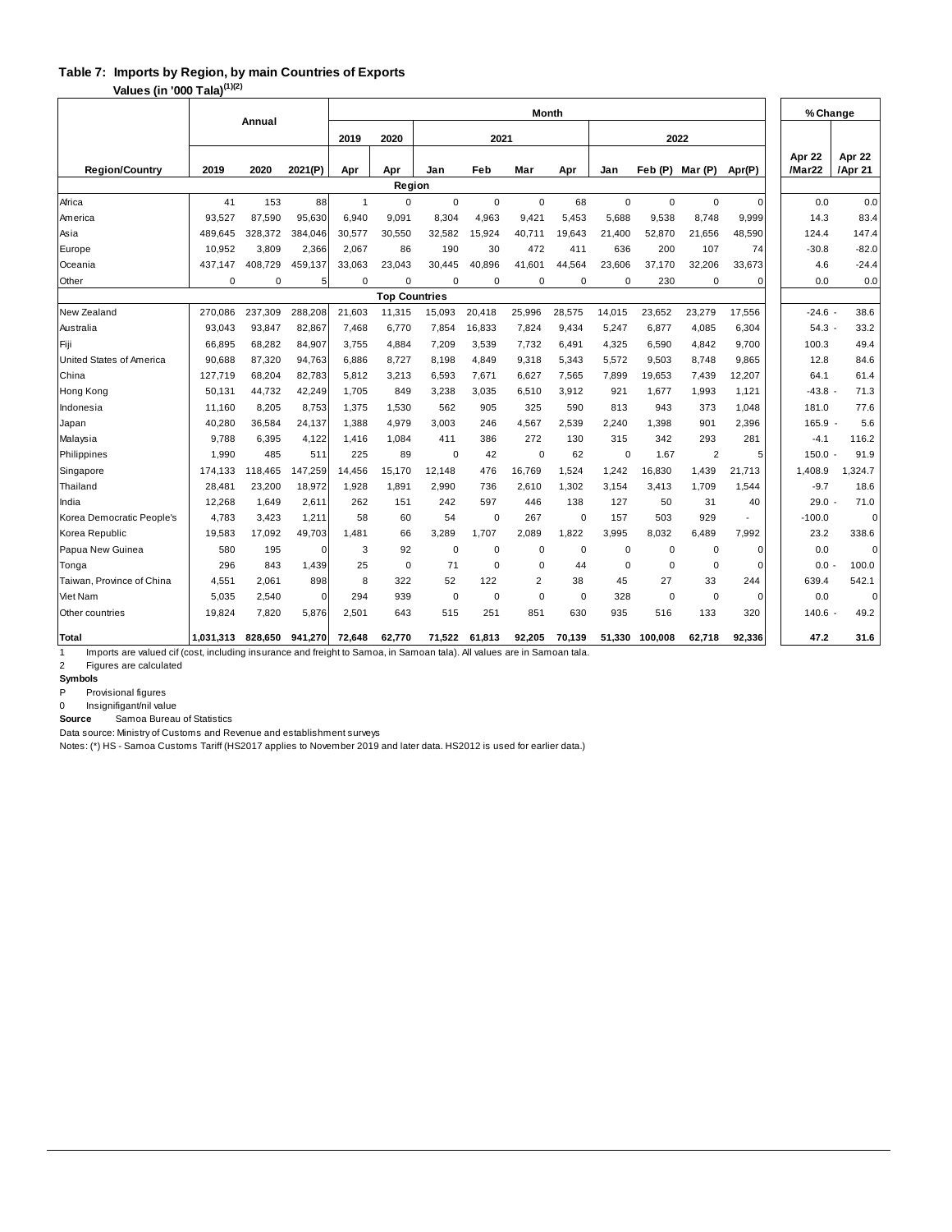**Table 7: Imports by Region, by main Countries of Exports**

**Values (in '000 Tala)[(1)(2)]**

| Region/Country | Annual | | | Month | | | | | | | | | | % Change | |
|---|---|---|---|---|---|---|---|---|---|---|---|---|---|---|---|
| | | | | 2019 | 2020 | 2021 | | | | 2022 | | | | | |
| | 2019 | 2020 | 2021(P) | Apr | Apr | Jan | Feb | Mar | Apr | Jan | Feb (P) | Mar (P) | Apr(P) | Apr 22 /Mar22 | Apr 22 /Apr 21 |
| **Region** | | | | | | | | | | | | | | | |
| Africa | 41 | 153 | 88 | 1 | 0 | 0 | 0 | 0 | 68 | 0 | 0 | 0 | 0 | 0.0 | 0.0 |
| America | 93,527 | 87,590 | 95,630 | 6,940 | 9,091 | 8,304 | 4,963 | 9,421 | 5,453 | 5,688 | 9,538 | 8,748 | 9,999 | 14.3 | 83.4 |
| Asia | 489,645 | 328,372 | 384,046 | 30,577 | 30,550 | 32,582 | 15,924 | 40,711 | 19,643 | 21,400 | 52,870 | 21,656 | 48,590 | 124.4 | 147.4 |
| Europe | 10,952 | 3,809 | 2,366 | 2,067 | 86 | 190 | 30 | 472 | 411 | 636 | 200 | 107 | 74 | -30.8 | -82.0 |
| Oceania | 437,147 | 408,729 | 459,137 | 33,063 | 23,043 | 30,445 | 40,896 | 41,601 | 44,564 | 23,606 | 37,170 | 32,206 | 33,673 | 4.6 | -24.4 |
| Other | 0 | 0 | 5 | 0 | 0 | 0 | 0 | 0 | 0 | 0 | 230 | 0 | 0 | 0.0 | 0.0 |
| **Top Countries** | | | | | | | | | | | | | | | |
| New Zealand | 270,086 | 237,309 | 288,208 | 21,603 | 11,315 | 15,093 | 20,418 | 25,996 | 28,575 | 14,015 | 23,652 | 23,279 | 17,556 | -24.6 - | 38.6 |
| Australia | 93,043 | 93,847 | 82,867 | 7,468 | 6,770 | 7,854 | 16,833 | 7,824 | 9,434 | 5,247 | 6,877 | 4,085 | 6,304 | 54.3 - | 33.2 |
| Fiji | 66,895 | 68,282 | 84,907 | 3,755 | 4,884 | 7,209 | 3,539 | 7,732 | 6,491 | 4,325 | 6,590 | 4,842 | 9,700 | 100.3 | 49.4 |
| United States of America | 90,688 | 87,320 | 94,763 | 6,886 | 8,727 | 8,198 | 4,849 | 9,318 | 5,343 | 5,572 | 9,503 | 8,748 | 9,865 | 12.8 | 84.6 |
| China | 127,719 | 68,204 | 82,783 | 5,812 | 3,213 | 6,593 | 7,671 | 6,627 | 7,565 | 7,899 | 19,653 | 7,439 | 12,207 | 64.1 | 61.4 |
| Hong Kong | 50,131 | 44,732 | 42,249 | 1,705 | 849 | 3,238 | 3,035 | 6,510 | 3,912 | 921 | 1,677 | 1,993 | 1,121 | -43.8 - | 71.3 |
| Indonesia | 11,160 | 8,205 | 8,753 | 1,375 | 1,530 | 562 | 905 | 325 | 590 | 813 | 943 | 373 | 1,048 | 181.0 | 77.6 |
| Japan | 40,280 | 36,584 | 24,137 | 1,388 | 4,979 | 3,003 | 246 | 4,567 | 2,539 | 2,240 | 1,398 | 901 | 2,396 | 165.9 - | 5.6 |
| Malaysia | 9,788 | 6,395 | 4,122 | 1,416 | 1,084 | 411 | 386 | 272 | 130 | 315 | 342 | 293 | 281 | -4.1 | 116.2 |
| Philippines | 1,990 | 485 | 511 | 225 | 89 | 0 | 42 | 0 | 62 | 0 | 1.67 | 2 | 5 | 150.0 - | 91.9 |
| Singapore | 174,133 | 118,465 | 147,259 | 14,456 | 15,170 | 12,148 | 476 | 16,769 | 1,524 | 1,242 | 16,830 | 1,439 | 21,713 | 1,408.9 | 1,324.7 |
| Thailand | 28,481 | 23,200 | 18,972 | 1,928 | 1,891 | 2,990 | 736 | 2,610 | 1,302 | 3,154 | 3,413 | 1,709 | 1,544 | -9.7 | 18.6 |
| India | 12,268 | 1,649 | 2,611 | 262 | 151 | 242 | 597 | 446 | 138 | 127 | 50 | 31 | 40 | 29.0 - | 71.0 |
| Korea Democratic People's | 4,783 | 3,423 | 1,211 | 58 | 60 | 54 | 0 | 267 | 0 | 157 | 503 | 929 | - | -100.0 | 0 |
| Korea Republic | 19,583 | 17,092 | 49,703 | 1,481 | 66 | 3,289 | 1,707 | 2,089 | 1,822 | 3,995 | 8,032 | 6,489 | 7,992 | 23.2 | 338.6 |
| Papua New Guinea | 580 | 195 | 0 | 3 | 92 | 0 | 0 | 0 | 0 | 0 | 0 | 0 | 0 | 0.0 | 0 |
| Tonga | 296 | 843 | 1,439 | 25 | 0 | 71 | 0 | 0 | 44 | 0 | 0 | 0 | 0 | 0.0 - | 100.0 |
| Taiwan, Province of China | 4,551 | 2,061 | 898 | 8 | 322 | 52 | 122 | 2 | 38 | 45 | 27 | 33 | 244 | 639.4 | 542.1 |
| Viet Nam | 5,035 | 2,540 | 0 | 294 | 939 | 0 | 0 | 0 | 0 | 328 | 0 | 0 | 0 | 0.0 | 0 |
| Other countries | 19,824 | 7,820 | 5,876 | 2,501 | 643 | 515 | 251 | 851 | 630 | 935 | 516 | 133 | 320 | 140.6 - | 49.2 |
| **Total** | **1,031,313** | **828,650** | **941,270** | **72,648** | **62,770** | **71,522** | **61,813** | **92,205** | **70,139** | **51,330** | **100,008** | **62,718** | **92,336** | **47.2** | **31.6** |

1 Imports are valued cif (cost, including insurance and freight to Samoa, in Samoan tala). All values are in Samoan tala.

2 Figures are calculated

**Symbols**

P Provisional figures

0 Insignifigant/nil value

**Source** Samoa Bureau of Statistics

Data source: Ministry of Customs and Revenue and establishment surveys

Notes: (*) HS - Samoa Customs Tariff (HS2017 applies to November 2019 and later data. HS2012 is used for earlier data.)